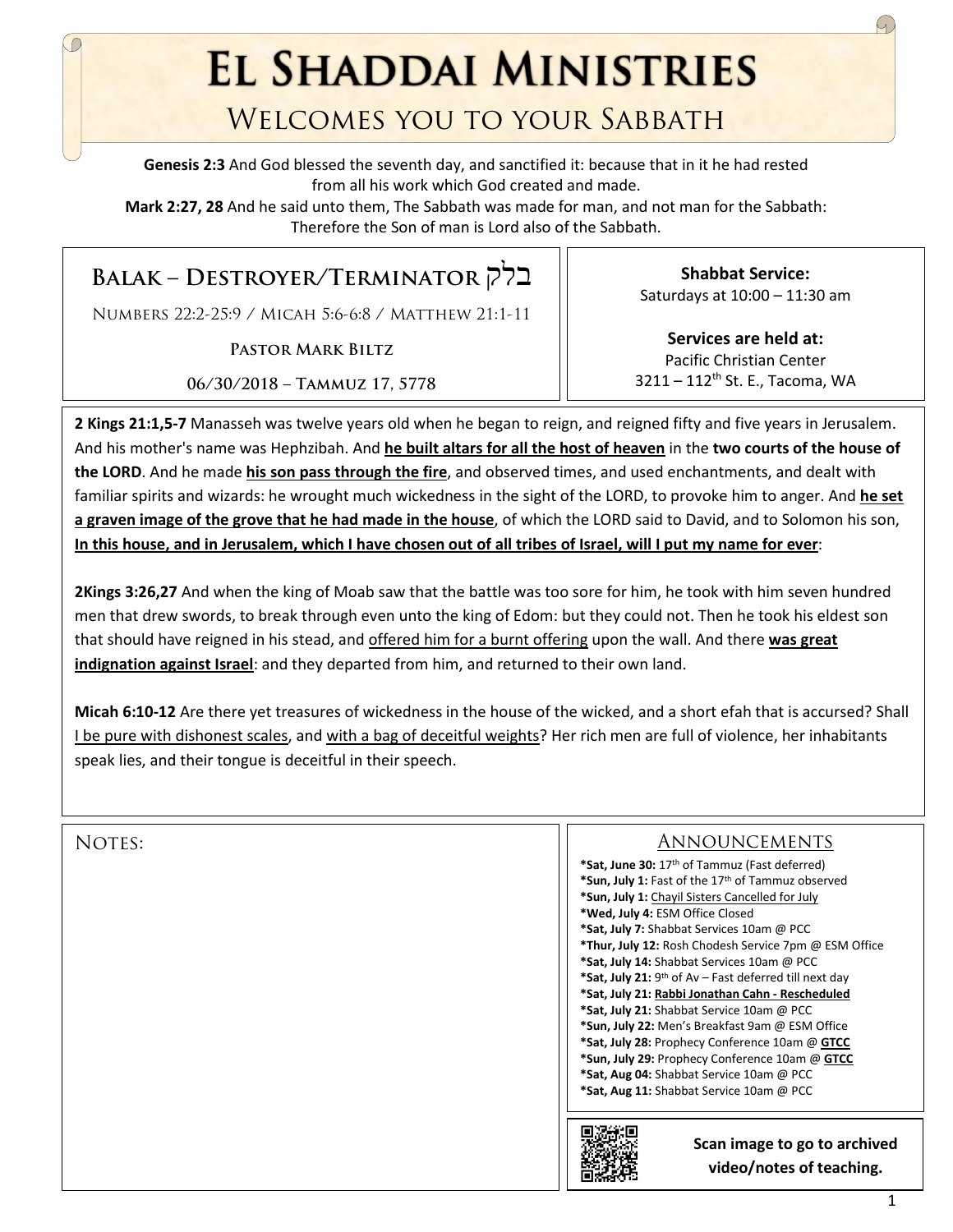# El Shaddai Ministries

## Welcomes you to your Sabbath

**Genesis 2:3** And God blessed the seventh day, and sanctified it: because that in it he had rested from all his work which God created and made.

**Mark 2:27, 28** And he said unto them, The Sabbath was made for man, and not man for the Sabbath: Therefore the Son of man is Lord also of the Sabbath.

## Balak – Destroyer/Terminator בלק

Numbers 22:2-25:9 / Micah 5:6-6:8 / Matthew 21:1-11

**Pastor Mark Biltz**

06/30/2018 – Tammuz 17, 5778

**Shabbat Service:**
Saturdays at 10:00 – 11:30 am

**Services are held at:**
Pacific Christian Center
3211 – 112th St. E., Tacoma, WA

**2 Kings 21:1,5-7** Manasseh was twelve years old when he began to reign, and reigned fifty and five years in Jerusalem. And his mother's name was Hephzibah. And **he built altars for all the host of heaven** in the **two courts of the house of the LORD**. And he made **his son pass through the fire**, and observed times, and used enchantments, and dealt with familiar spirits and wizards: he wrought much wickedness in the sight of the LORD, to provoke him to anger. And **he set a graven image of the grove that he had made in the house**, of which the LORD said to David, and to Solomon his son, **In this house, and in Jerusalem, which I have chosen out of all tribes of Israel, will I put my name for ever**:

**2Kings 3:26,27** And when the king of Moab saw that the battle was too sore for him, he took with him seven hundred men that drew swords, to break through even unto the king of Edom: but they could not. Then he took his eldest son that should have reigned in his stead, and offered him for a burnt offering upon the wall. And there **was great indignation against Israel**: and they departed from him, and returned to their own land.

**Micah 6:10-12** Are there yet treasures of wickedness in the house of the wicked, and a short efah that is accursed? Shall I be pure with dishonest scales, and with a bag of deceitful weights? Her rich men are full of violence, her inhabitants speak lies, and their tongue is deceitful in their speech.

Notes:

## Announcements

- ***Sat, June 30:** 17th of Tammuz (Fast deferred)
- ***Sun, July 1:** Fast of the 17th of Tammuz observed
- ***Sun, July 1:** Chayil Sisters Cancelled for July
- ***Wed, July 4:** ESM Office Closed
- ***Sat, July 7:** Shabbat Services 10am @ PCC
- ***Thur, July 12:** Rosh Chodesh Service 7pm @ ESM Office
- ***Sat, July 14:** Shabbat Services 10am @ PCC
- ***Sat, July 21:** 9th of Av – Fast deferred till next day
- ***Sat, July 21:** **Rabbi Jonathan Cahn - Rescheduled**
- ***Sat, July 21:** Shabbat Service 10am @ PCC
- ***Sun, July 22:** Men's Breakfast 9am @ ESM Office
- ***Sat, July 28:** Prophecy Conference 10am @ **GTCC**
- ***Sun, July 29:** Prophecy Conference 10am @ **GTCC**
- ***Sat, Aug 04:** Shabbat Service 10am @ PCC
- ***Sat, Aug 11:** Shabbat Service 10am @ PCC

**Scan image to go to archived video/notes of teaching.**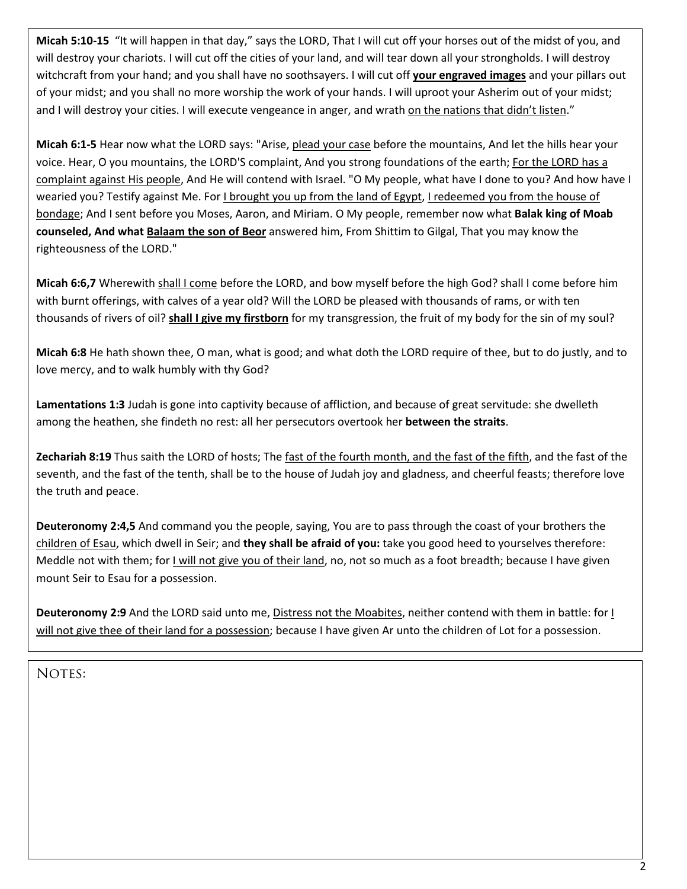**Micah 5:10-15** "It will happen in that day," says the LORD, That I will cut off your horses out of the midst of you, and will destroy your chariots. I will cut off the cities of your land, and will tear down all your strongholds. I will destroy witchcraft from your hand; and you shall have no soothsayers. I will cut off **<u>your engraved images</u>** and your pillars out of your midst; and you shall no more worship the work of your hands. I will uproot your Asherim out of your midst; and I will destroy your cities. I will execute vengeance in anger, and wrath <u>on the nations that didn't listen</u>."

**Micah 6:1-5** Hear now what the LORD says: "Arise, <u>plead your case</u> before the mountains, And let the hills hear your voice. Hear, O you mountains, the LORD'S complaint, And you strong foundations of the earth; <u>For the LORD has a complaint against His people</u>, And He will contend with Israel. "O My people, what have I done to you? And how have I wearied you? Testify against Me. For <u>I brought you up from the land of Egypt</u>, <u>I redeemed you from the house of bondage</u>; And I sent before you Moses, Aaron, and Miriam. O My people, remember now what **Balak king of Moab counseled, And what <u>Balaam the son of Beor</u>** answered him, From Shittim to Gilgal, That you may know the righteousness of the LORD."

**Micah 6:6,7** Wherewith <u>shall I come</u> before the LORD, and bow myself before the high God? shall I come before him with burnt offerings, with calves of a year old? Will the LORD be pleased with thousands of rams, or with ten thousands of rivers of oil? **<u>shall I give my firstborn</u>** for my transgression, the fruit of my body for the sin of my soul?

**Micah 6:8** He hath shown thee, O man, what is good; and what doth the LORD require of thee, but to do justly, and to love mercy, and to walk humbly with thy God?

**Lamentations 1:3** Judah is gone into captivity because of affliction, and because of great servitude: she dwelleth among the heathen, she findeth no rest: all her persecutors overtook her **between the straits**.

**Zechariah 8:19** Thus saith the LORD of hosts; The <u>fast of the fourth month, and the fast of the fifth</u>, and the fast of the seventh, and the fast of the tenth, shall be to the house of Judah joy and gladness, and cheerful feasts; therefore love the truth and peace.

**Deuteronomy 2:4,5** And command you the people, saying, You are to pass through the coast of your brothers the <u>children of Esau</u>, which dwell in Seir; and **they shall be afraid of you:** take you good heed to yourselves therefore: Meddle not with them; for <u>I will not give you of their land</u>, no, not so much as a foot breadth; because I have given mount Seir to Esau for a possession.

**Deuteronomy 2:9** And the LORD said unto me, <u>Distress not the Moabites</u>, neither contend with them in battle: for <u>I will not give thee of their land for a possession</u>; because I have given Ar unto the children of Lot for a possession.

NOTES: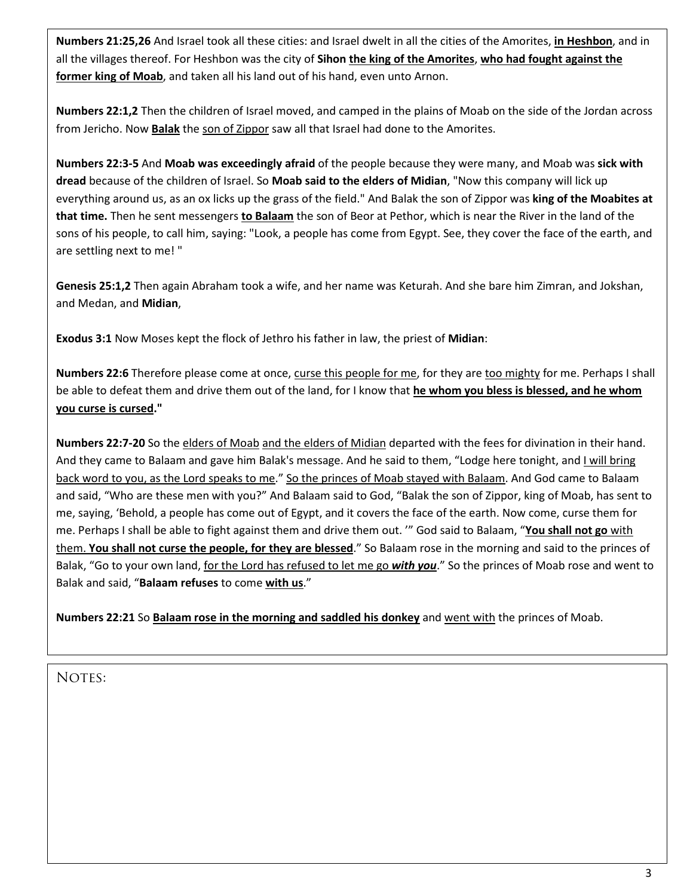**Numbers 21:25,26** And Israel took all these cities: and Israel dwelt in all the cities of the Amorites, **<u>in Heshbon</u>**, and in all the villages thereof. For Heshbon was the city of **Sihon <u>the king of the Amorites</u>**, **<u>who had fought against the former king of Moab</u>**, and taken all his land out of his hand, even unto Arnon.

**Numbers 22:1,2** Then the children of Israel moved, and camped in the plains of Moab on the side of the Jordan across from Jericho. Now **<u>Balak</u>** the <u>son of Zippor</u> saw all that Israel had done to the Amorites.

**Numbers 22:3-5** And **Moab was exceedingly afraid** of the people because they were many, and Moab was **sick with dread** because of the children of Israel. So **Moab said to the elders of Midian**, "Now this company will lick up everything around us, as an ox licks up the grass of the field." And Balak the son of Zippor was **king of the Moabites at that time.** Then he sent messengers **<u>to Balaam</u>** the son of Beor at Pethor, which is near the River in the land of the sons of his people, to call him, saying: "Look, a people has come from Egypt. See, they cover the face of the earth, and are settling next to me! "

**Genesis 25:1,2** Then again Abraham took a wife, and her name was Keturah. And she bare him Zimran, and Jokshan, and Medan, and **Midian**,

**Exodus 3:1** Now Moses kept the flock of Jethro his father in law, the priest of **Midian**:

**Numbers 22:6** Therefore please come at once, <u>curse this people for me</u>, for they are <u>too mighty</u> for me. Perhaps I shall be able to defeat them and drive them out of the land, for I know that **<u>he whom you bless is blessed, and he whom you curse is cursed</u>."**

**Numbers 22:7-20** So the <u>elders of Moab</u> <u>and the elders of Midian</u> departed with the fees for divination in their hand. And they came to Balaam and gave him Balak's message. And he said to them, "Lodge here tonight, and <u>I will bring back word to you, as the Lord speaks to me</u>." <u>So the princes of Moab stayed with Balaam</u>. And God came to Balaam and said, "Who are these men with you?" And Balaam said to God, "Balak the son of Zippor, king of Moab, has sent to me, saying, 'Behold, a people has come out of Egypt, and it covers the face of the earth. Now come, curse them for me. Perhaps I shall be able to fight against them and drive them out. '" God said to Balaam, "**<u>You shall not go</u>** <u>with them.</u> **<u>You shall not curse the people, for they are blessed</u>**." So Balaam rose in the morning and said to the princes of Balak, "Go to your own land, <u>for the Lord has refused to let me go</u> ***<u>with you</u>***." So the princes of Moab rose and went to Balak and said, "**Balaam refuses** to come **<u>with us</u>**."

**Numbers 22:21** So **<u>Balaam rose in the morning and saddled his donkey</u>** and <u>went with</u> the princes of Moab.

NOTES: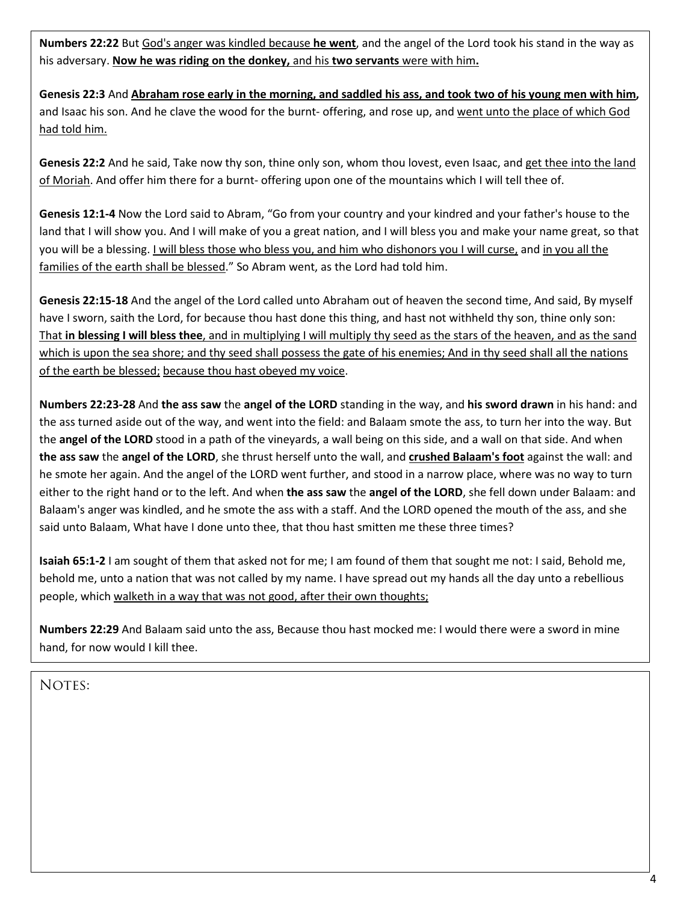**Numbers 22:22** But <u>God's anger was kindled because **he went**</u>, and the angel of the Lord took his stand in the way as his adversary. <u>**Now he was riding on the donkey,**</u> and his **two servants** <u>were with him</u>**.**

**Genesis 22:3** And <u>**Abraham rose early in the morning, and saddled his ass, and took two of his young men with him**</u>**,** and Isaac his son. And he clave the wood for the burnt- offering, and rose up, and <u>went unto the place of which God had told him.</u>

**Genesis 22:2** And he said, Take now thy son, thine only son, whom thou lovest, even Isaac, and <u>get thee into the land of Moriah</u>. And offer him there for a burnt- offering upon one of the mountains which I will tell thee of.

**Genesis 12:1-4** Now the Lord said to Abram, "Go from your country and your kindred and your father's house to the land that I will show you. And I will make of you a great nation, and I will bless you and make your name great, so that you will be a blessing. <u>I will bless those who bless you, and him who dishonors you I will curse,</u> and <u>in you all the families of the earth shall be blessed</u>." So Abram went, as the Lord had told him.

**Genesis 22:15-18** And the angel of the Lord called unto Abraham out of heaven the second time, And said, By myself have I sworn, saith the Lord, for because thou hast done this thing, and hast not withheld thy son, thine only son: <u>That **in blessing I will bless thee**, and in multiplying I will multiply thy seed as the stars of the heaven, and as the sand which is upon the sea shore; and thy seed shall possess the gate of his enemies; And in thy seed shall all the nations of the earth be blessed;</u> <u>because thou hast obeyed my voice</u>.

**Numbers 22:23-28** And **the ass saw** the **angel of the LORD** standing in the way, and **his sword drawn** in his hand: and the ass turned aside out of the way, and went into the field: and Balaam smote the ass, to turn her into the way. But the **angel of the LORD** stood in a path of the vineyards, a wall being on this side, and a wall on that side. And when **the ass saw** the **angel of the LORD**, she thrust herself unto the wall, and <u>**crushed Balaam's foot**</u> against the wall: and he smote her again. And the angel of the LORD went further, and stood in a narrow place, where was no way to turn either to the right hand or to the left. And when **the ass saw** the **angel of the LORD**, she fell down under Balaam: and Balaam's anger was kindled, and he smote the ass with a staff. And the LORD opened the mouth of the ass, and she said unto Balaam, What have I done unto thee, that thou hast smitten me these three times?

**Isaiah 65:1-2** I am sought of them that asked not for me; I am found of them that sought me not: I said, Behold me, behold me, unto a nation that was not called by my name. I have spread out my hands all the day unto a rebellious people, which <u>walketh in a way that was not good, after their own thoughts;</u>

**Numbers 22:29** And Balaam said unto the ass, Because thou hast mocked me: I would there were a sword in mine hand, for now would I kill thee.

NOTES: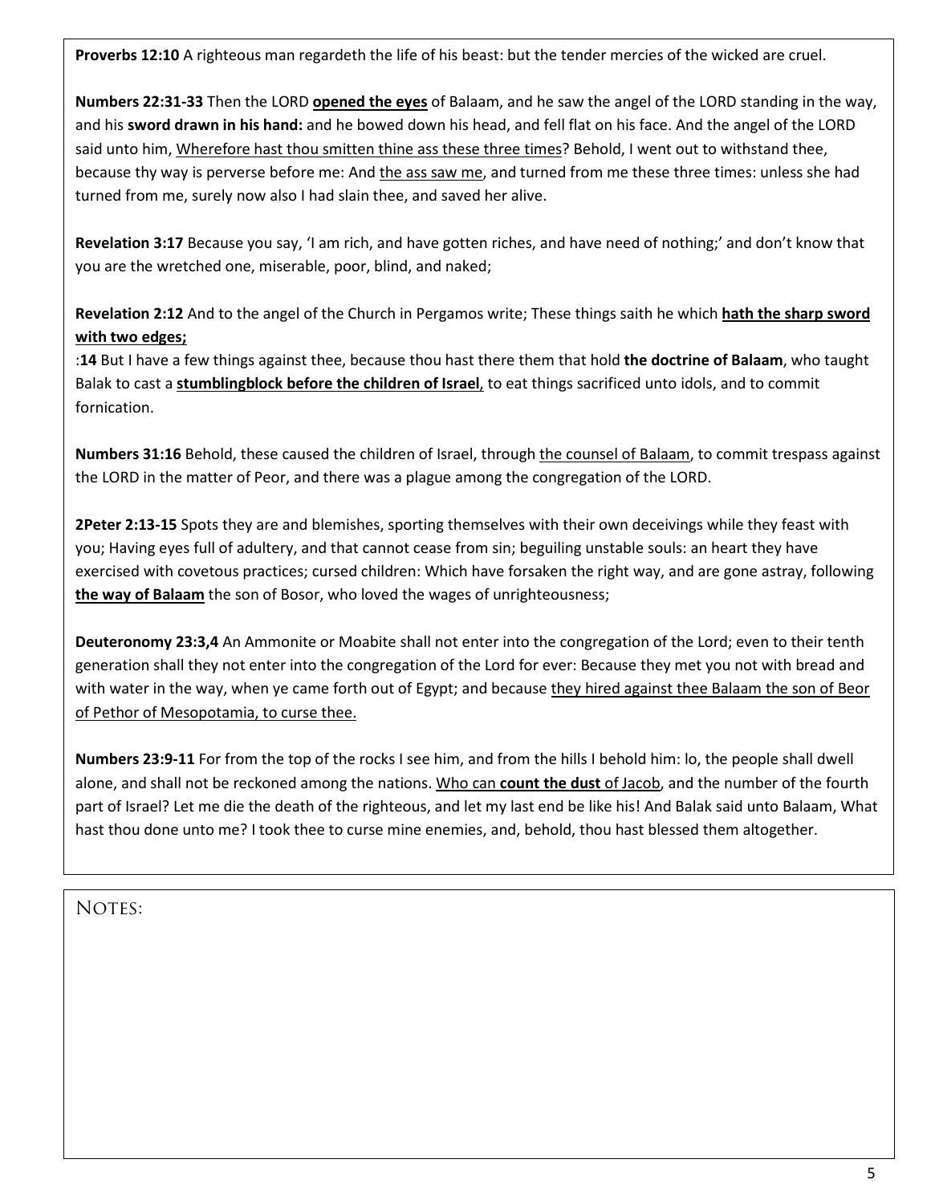**Proverbs 12:10** A righteous man regardeth the life of his beast: but the tender mercies of the wicked are cruel.

**Numbers 22:31-33** Then the LORD **<u>opened the eyes</u>** of Balaam, and he saw the angel of the LORD standing in the way, and his **sword drawn in his hand:** and he bowed down his head, and fell flat on his face. And the angel of the LORD said unto him, <u>Wherefore hast thou smitten thine ass these three times</u>? Behold, I went out to withstand thee, because thy way is perverse before me: And <u>the ass saw me</u>, and turned from me these three times: unless she had turned from me, surely now also I had slain thee, and saved her alive.

**Revelation 3:17** Because you say, 'I am rich, and have gotten riches, and have need of nothing;' and don't know that you are the wretched one, miserable, poor, blind, and naked;

**Revelation 2:12** And to the angel of the Church in Pergamos write; These things saith he which **<u>hath the sharp sword with two edges;</u>**

:**14** But I have a few things against thee, because thou hast there them that hold **the doctrine of Balaam**, who taught Balak to cast a **<u>stumblingblock before the children of Israel</u>**, to eat things sacrificed unto idols, and to commit fornication.

**Numbers 31:16** Behold, these caused the children of Israel, through <u>the counsel of Balaam</u>, to commit trespass against the LORD in the matter of Peor, and there was a plague among the congregation of the LORD.

**2Peter 2:13-15** Spots they are and blemishes, sporting themselves with their own deceivings while they feast with you; Having eyes full of adultery, and that cannot cease from sin; beguiling unstable souls: an heart they have exercised with covetous practices; cursed children: Which have forsaken the right way, and are gone astray, following **<u>the way of Balaam</u>** the son of Bosor, who loved the wages of unrighteousness;

**Deuteronomy 23:3,4** An Ammonite or Moabite shall not enter into the congregation of the Lord; even to their tenth generation shall they not enter into the congregation of the Lord for ever: Because they met you not with bread and with water in the way, when ye came forth out of Egypt; and because <u>they hired against thee Balaam the son of Beor of Pethor of Mesopotamia, to curse thee.</u>

**Numbers 23:9-11** For from the top of the rocks I see him, and from the hills I behold him: lo, the people shall dwell alone, and shall not be reckoned among the nations. <u>Who can **count the dust** of Jacob</u>, and the number of the fourth part of Israel? Let me die the death of the righteous, and let my last end be like his! And Balak said unto Balaam, What hast thou done unto me? I took thee to curse mine enemies, and, behold, thou hast blessed them altogether.

NOTES: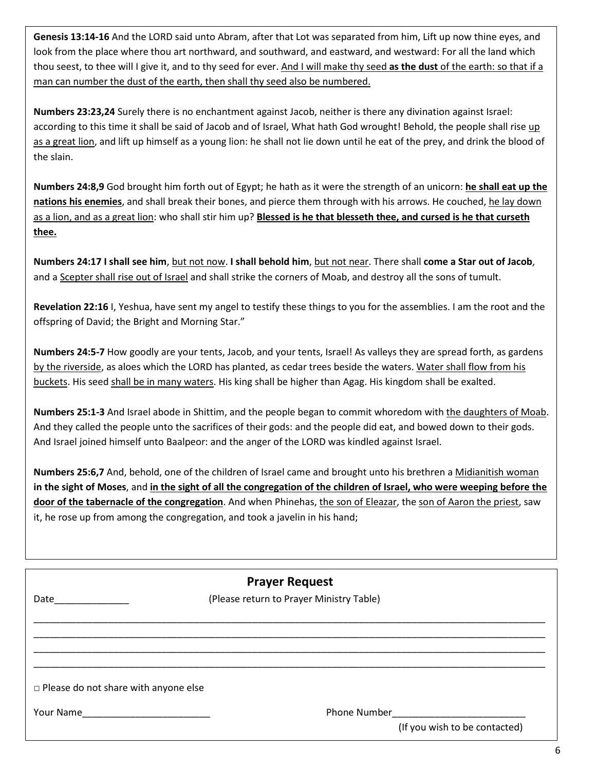**Genesis 13:14-16** And the LORD said unto Abram, after that Lot was separated from him, Lift up now thine eyes, and look from the place where thou art northward, and southward, and eastward, and westward: For all the land which thou seest, to thee will I give it, and to thy seed for ever. <u>And I will make thy seed **as the dust** of the earth: so that if a man can number the dust of the earth, then shall thy seed also be numbered.</u>

**Numbers 23:23,24** Surely there is no enchantment against Jacob, neither is there any divination against Israel: according to this time it shall be said of Jacob and of Israel, What hath God wrought! Behold, the people shall rise <u>up as a great lion</u>, and lift up himself as a young lion: he shall not lie down until he eat of the prey, and drink the blood of the slain.

**Numbers 24:8,9** God brought him forth out of Egypt; he hath as it were the strength of an unicorn: <u>**he shall eat up the nations his enemies**</u>, and shall break their bones, and pierce them through with his arrows. He couched, <u>he lay down as a lion, and as a great lion</u>: who shall stir him up? <u>**Blessed is he that blesseth thee, and cursed is he that curseth thee.**</u>

**Numbers 24:17 I shall see him**, <u>but not now</u>. **I shall behold him**, <u>but not near</u>. There shall **come a Star out of Jacob**, and a <u>Scepter shall rise out of Israel</u> and shall strike the corners of Moab, and destroy all the sons of tumult.

**Revelation 22:16** I, Yeshua, have sent my angel to testify these things to you for the assemblies. I am the root and the offspring of David; the Bright and Morning Star."

**Numbers 24:5-7** How goodly are your tents, Jacob, and your tents, Israel! As valleys they are spread forth, as gardens <u>by the riverside</u>, as aloes which the LORD has planted, as cedar trees beside the waters. <u>Water shall flow from his buckets</u>. His seed <u>shall be in many waters</u>. His king shall be higher than Agag. His kingdom shall be exalted.

**Numbers 25:1-3** And Israel abode in Shittim, and the people began to commit whoredom with <u>the daughters of Moab</u>. And they called the people unto the sacrifices of their gods: and the people did eat, and bowed down to their gods. And Israel joined himself unto Baalpeor: and the anger of the LORD was kindled against Israel.

**Numbers 25:6,7** And, behold, one of the children of Israel came and brought unto his brethren a <u>Midianitish woman</u> **in the sight of Moses**, and <u>**in the sight of all the congregation of the children of Israel, who were weeping before the door of the tabernacle of the congregation**</u>. And when Phinehas, <u>the son of Eleazar</u>, the <u>son of Aaron the priest</u>, saw it, he rose up from among the congregation, and took a javelin in his hand;

## Prayer Request

Date______________ (Please return to Prayer Ministry Table)

_____________________________________________________________________________________________

_____________________________________________________________________________________________

_____________________________________________________________________________________________

_____________________________________________________________________________________________

□ Please do not share with anyone else

Your Name________________________ Phone Number_________________________

(If you wish to be contacted)